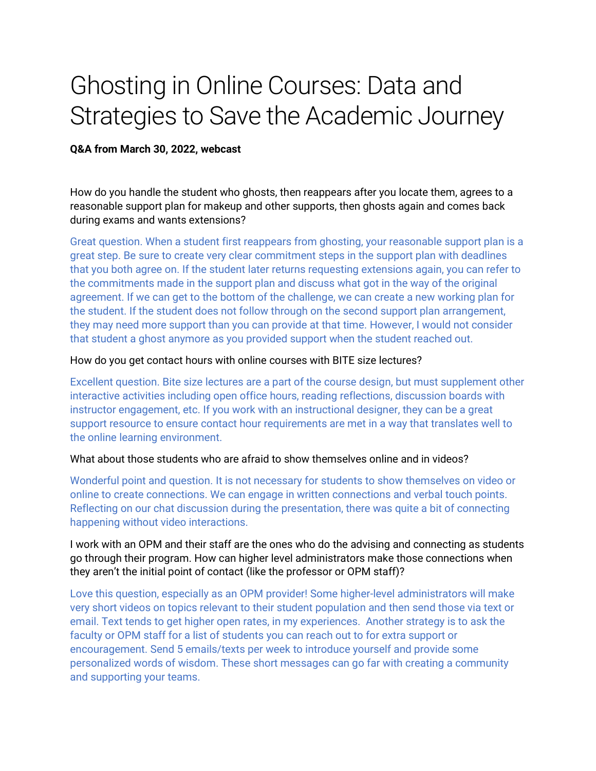# Ghosting in Online Courses: Data and Strategies to Save the Academic Journey

**Q&A from March 30, 2022, webcast**

How do you handle the student who ghosts, then reappears after you locate them, agrees to a reasonable support plan for makeup and other supports, then ghosts again and comes back during exams and wants extensions?

Great question. When a student first reappears from ghosting, your reasonable support plan is a great step. Be sure to create very clear commitment steps in the support plan with deadlines that you both agree on. If the student later returns requesting extensions again, you can refer to the commitments made in the support plan and discuss what got in the way of the original agreement. If we can get to the bottom of the challenge, we can create a new working plan for the student. If the student does not follow through on the second support plan arrangement, they may need more support than you can provide at that time. However, I would not consider that student a ghost anymore as you provided support when the student reached out.

How do you get contact hours with online courses with BITE size lectures?

Excellent question. Bite size lectures are a part of the course design, but must supplement other interactive activities including open office hours, reading reflections, discussion boards with instructor engagement, etc. If you work with an instructional designer, they can be a great support resource to ensure contact hour requirements are met in a way that translates well to the online learning environment.

What about those students who are afraid to show themselves online and in videos?

Wonderful point and question. It is not necessary for students to show themselves on video or online to create connections. We can engage in written connections and verbal touch points. Reflecting on our chat discussion during the presentation, there was quite a bit of connecting happening without video interactions.

I work with an OPM and their staff are the ones who do the advising and connecting as students go through their program. How can higher level administrators make those connections when they aren't the initial point of contact (like the professor or OPM staff)?

Love this question, especially as an OPM provider! Some higher-level administrators will make very short videos on topics relevant to their student population and then send those via text or email. Text tends to get higher open rates, in my experiences. Another strategy is to ask the faculty or OPM staff for a list of students you can reach out to for extra support or encouragement. Send 5 emails/texts per week to introduce yourself and provide some personalized words of wisdom. These short messages can go far with creating a community and supporting your teams.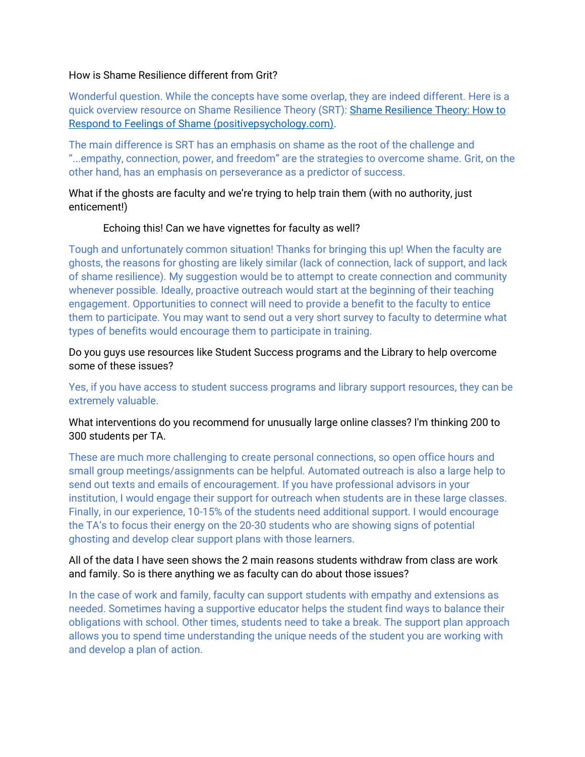How is Shame Resilience different from Grit?

Wonderful question. While the concepts have some overlap, they are indeed different. Here is a quick overview resource on Shame Resilience Theory (SRT): [Shame Resilience Theory: How to Respond to Feelings of Shame (positivepsychology.com)](positivepsychology.com).

The main difference is SRT has an emphasis on shame as the root of the challenge and "...empathy, connection, power, and freedom" are the strategies to overcome shame. Grit, on the other hand, has an emphasis on perseverance as a predictor of success.

What if the ghosts are faculty and we're trying to help train them (with no authority, just enticement!)

> Echoing this! Can we have vignettes for faculty as well?

Tough and unfortunately common situation! Thanks for bringing this up! When the faculty are ghosts, the reasons for ghosting are likely similar (lack of connection, lack of support, and lack of shame resilience). My suggestion would be to attempt to create connection and community whenever possible. Ideally, proactive outreach would start at the beginning of their teaching engagement. Opportunities to connect will need to provide a benefit to the faculty to entice them to participate. You may want to send out a very short survey to faculty to determine what types of benefits would encourage them to participate in training.

Do you guys use resources like Student Success programs and the Library to help overcome some of these issues?

Yes, if you have access to student success programs and library support resources, they can be extremely valuable.

What interventions do you recommend for unusually large online classes? I'm thinking 200 to 300 students per TA.

These are much more challenging to create personal connections, so open office hours and small group meetings/assignments can be helpful. Automated outreach is also a large help to send out texts and emails of encouragement. If you have professional advisors in your institution, I would engage their support for outreach when students are in these large classes. Finally, in our experience, 10-15% of the students need additional support. I would encourage the TA's to focus their energy on the 20-30 students who are showing signs of potential ghosting and develop clear support plans with those learners.

All of the data I have seen shows the 2 main reasons students withdraw from class are work and family. So is there anything we as faculty can do about those issues?

In the case of work and family, faculty can support students with empathy and extensions as needed. Sometimes having a supportive educator helps the student find ways to balance their obligations with school. Other times, students need to take a break. The support plan approach allows you to spend time understanding the unique needs of the student you are working with and develop a plan of action.